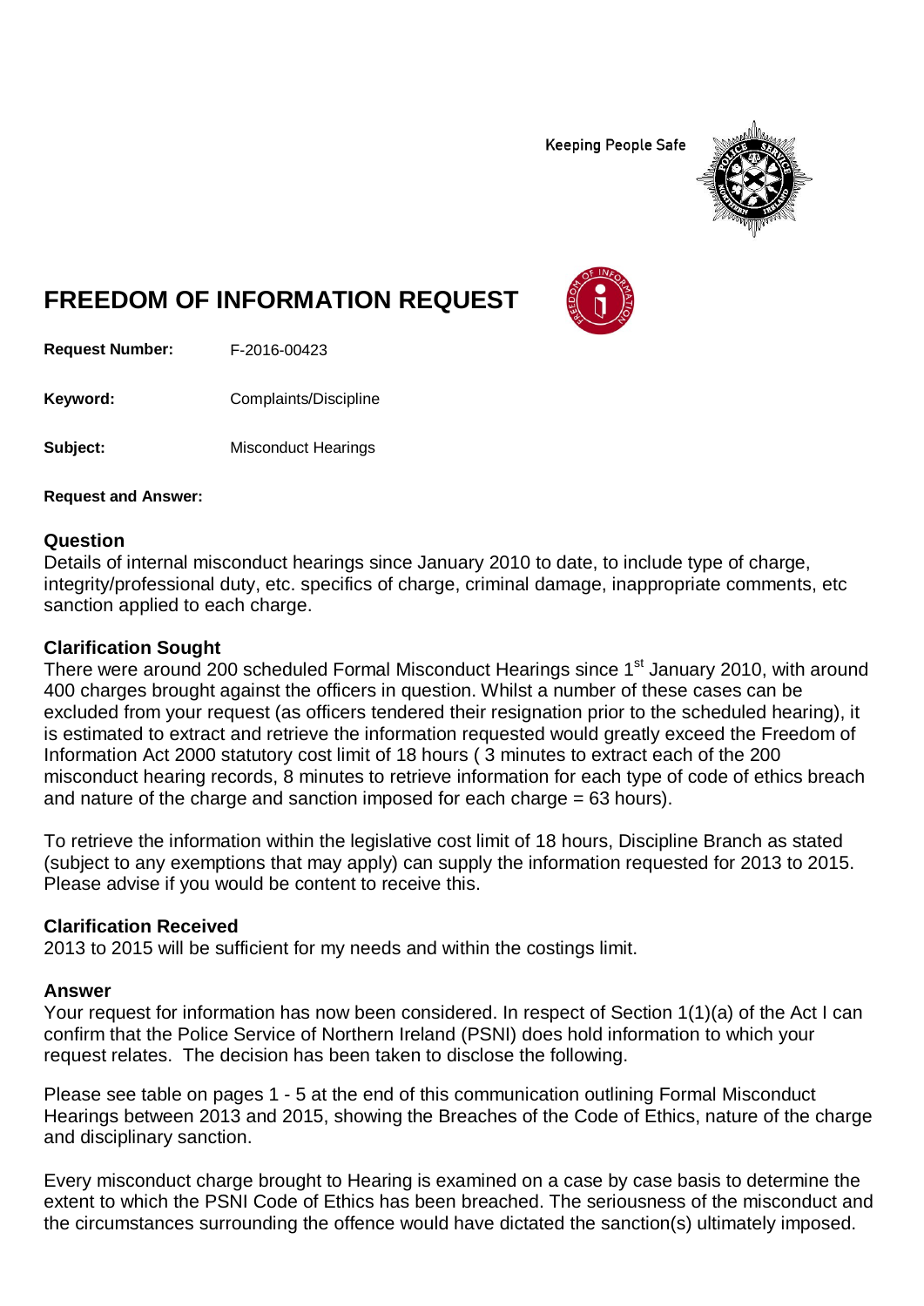Keeping People Safe

# FREEDOM OF INFORMATION REQUEST

**Request Number:** F-2016-00423

**Keyword:** Complaints/Discipline

**Subject:** Misconduct Hearings

**Request and Answer:**

## Question

Details of internal misconduct hearings since January 2010 to date, to include type of charge, integrity/professional duty, etc. specifics of charge, criminal damage, inappropriate comments, etc sanction applied to each charge.

## Clarification Sought

There were around 200 scheduled Formal Misconduct Hearings since 1st January 2010, with around 400 charges brought against the officers in question. Whilst a number of these cases can be excluded from your request (as officers tendered their resignation prior to the scheduled hearing), it is estimated to extract and retrieve the information requested would greatly exceed the Freedom of Information Act 2000 statutory cost limit of 18 hours ( 3 minutes to extract each of the 200 misconduct hearing records, 8 minutes to retrieve information for each type of code of ethics breach and nature of the charge and sanction imposed for each charge = 63 hours).

To retrieve the information within the legislative cost limit of 18 hours, Discipline Branch as stated (subject to any exemptions that may apply) can supply the information requested for 2013 to 2015. Please advise if you would be content to receive this.

## Clarification Received

2013 to 2015 will be sufficient for my needs and within the costings limit.

## Answer

Your request for information has now been considered. In respect of Section 1(1)(a) of the Act I can confirm that the Police Service of Northern Ireland (PSNI) does hold information to which your request relates. The decision has been taken to disclose the following.

Please see table on pages 1 - 5 at the end of this communication outlining Formal Misconduct Hearings between 2013 and 2015, showing the Breaches of the Code of Ethics, nature of the charge and disciplinary sanction.

Every misconduct charge brought to Hearing is examined on a case by case basis to determine the extent to which the PSNI Code of Ethics has been breached. The seriousness of the misconduct and the circumstances surrounding the offence would have dictated the sanction(s) ultimately imposed.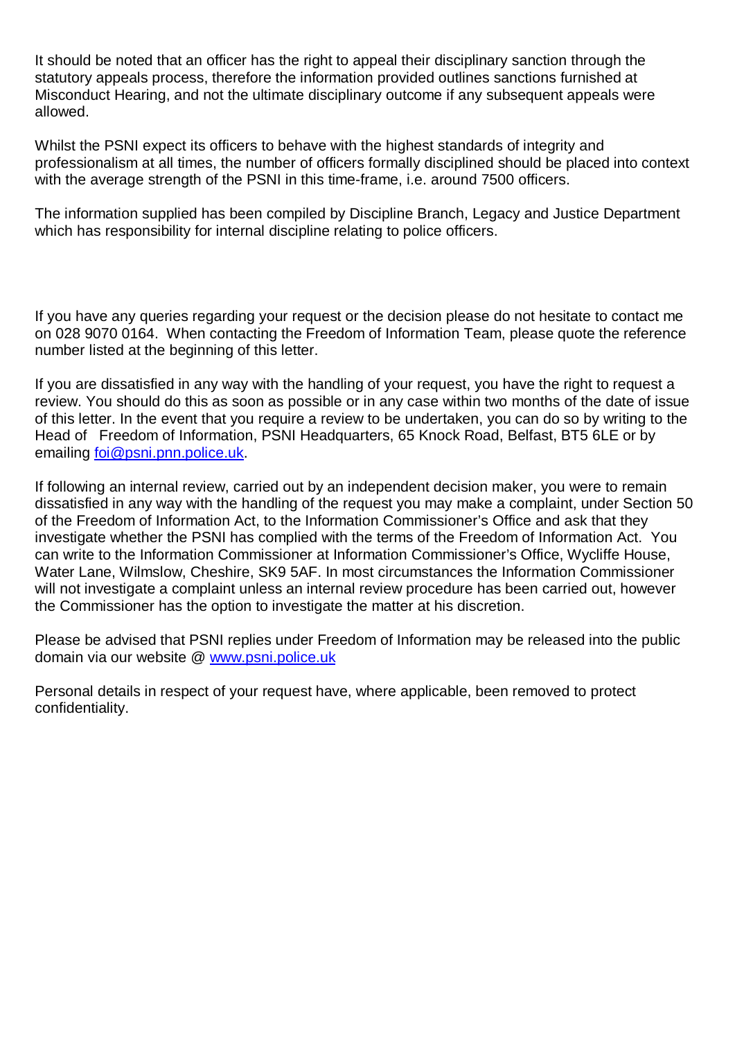It should be noted that an officer has the right to appeal their disciplinary sanction through the statutory appeals process, therefore the information provided outlines sanctions furnished at Misconduct Hearing, and not the ultimate disciplinary outcome if any subsequent appeals were allowed.

Whilst the PSNI expect its officers to behave with the highest standards of integrity and professionalism at all times, the number of officers formally disciplined should be placed into context with the average strength of the PSNI in this time-frame, i.e. around 7500 officers.

The information supplied has been compiled by Discipline Branch, Legacy and Justice Department which has responsibility for internal discipline relating to police officers.

If you have any queries regarding your request or the decision please do not hesitate to contact me on 028 9070 0164. When contacting the Freedom of Information Team, please quote the reference number listed at the beginning of this letter.

If you are dissatisfied in any way with the handling of your request, you have the right to request a review. You should do this as soon as possible or in any case within two months of the date of issue of this letter. In the event that you require a review to be undertaken, you can do so by writing to the Head of Freedom of Information, PSNI Headquarters, 65 Knock Road, Belfast, BT5 6LE or by emailing foi@psni.pnn.police.uk.

If following an internal review, carried out by an independent decision maker, you were to remain dissatisfied in any way with the handling of the request you may make a complaint, under Section 50 of the Freedom of Information Act, to the Information Commissioner's Office and ask that they investigate whether the PSNI has complied with the terms of the Freedom of Information Act. You can write to the Information Commissioner at Information Commissioner's Office, Wycliffe House, Water Lane, Wilmslow, Cheshire, SK9 5AF. In most circumstances the Information Commissioner will not investigate a complaint unless an internal review procedure has been carried out, however the Commissioner has the option to investigate the matter at his discretion.

Please be advised that PSNI replies under Freedom of Information may be released into the public domain via our website @ www.psni.police.uk

Personal details in respect of your request have, where applicable, been removed to protect confidentiality.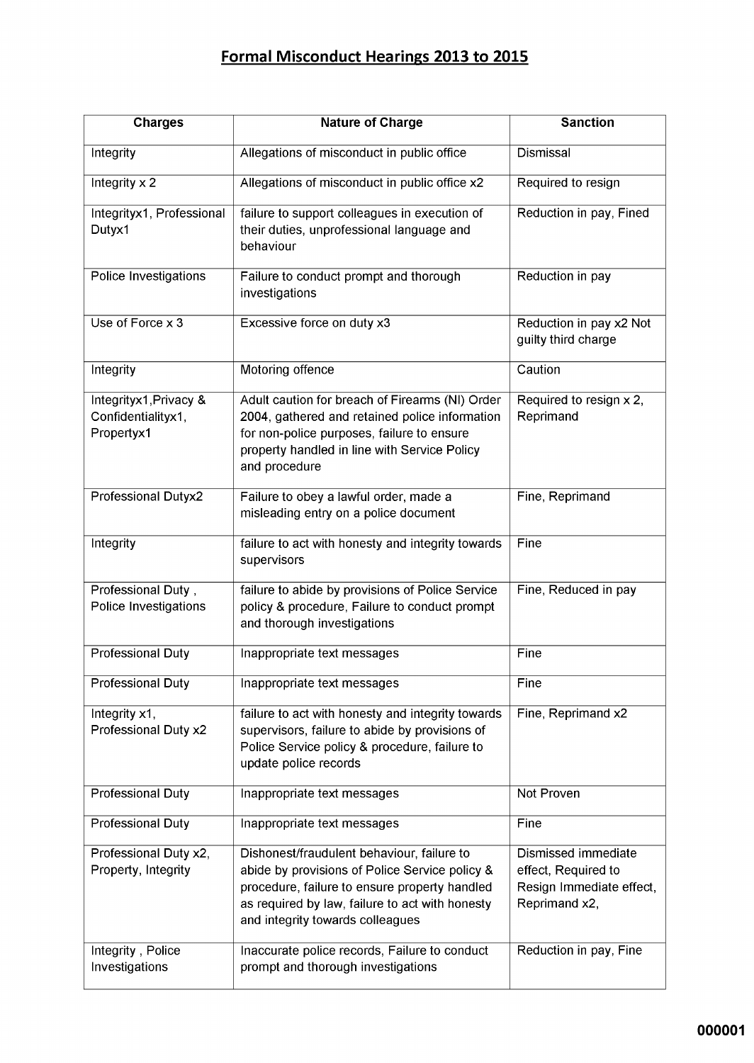# Formal Misconduct Hearings 2013 to 2015

| Charges | Nature of Charge | Sanction |
|---|---|---|
| Integrity | Allegations of misconduct in public office | Dismissal |
| Integrity x 2 | Allegations of misconduct in public office x2 | Required to resign |
| Integrityx1, Professional Dutyx1 | failure to support colleagues in execution of their duties, unprofessional language and behaviour | Reduction in pay, Fined |
| Police Investigations | Failure to conduct prompt and thorough investigations | Reduction in pay |
| Use of Force x 3 | Excessive force on duty x3 | Reduction in pay x2 Not guilty third charge |
| Integrity | Motoring offence | Caution |
| Integrityx1,Privacy & Confidentialityx1, Propertyx1 | Adult caution for breach of Firearms (NI) Order 2004, gathered and retained police information for non-police purposes, failure to ensure property handled in line with Service Policy and procedure | Required to resign x 2, Reprimand |
| Professional Dutyx2 | Failure to obey a lawful order, made a misleading entry on a police document | Fine, Reprimand |
| Integrity | failure to act with honesty and integrity towards supervisors | Fine |
| Professional Duty , Police Investigations | failure to abide by provisions of Police Service policy & procedure, Failure to conduct prompt and thorough investigations | Fine, Reduced in pay |
| Professional Duty | Inappropriate text messages | Fine |
| Professional Duty | Inappropriate text messages | Fine |
| Integrity x1, Professional Duty x2 | failure to act with honesty and integrity towards supervisors, failure to abide by provisions of Police Service policy & procedure, failure to update police records | Fine, Reprimand x2 |
| Professional Duty | Inappropriate text messages | Not Proven |
| Professional Duty | Inappropriate text messages | Fine |
| Professional Duty x2, Property, Integrity | Dishonest/fraudulent behaviour, failure to abide by provisions of Police Service policy & procedure, failure to ensure property handled as required by law, failure to act with honesty and integrity towards colleagues | Dismissed immediate effect, Required to Resign Immediate effect, Reprimand x2, |
| Integrity , Police Investigations | Inaccurate police records, Failure to conduct prompt and thorough investigations | Reduction in pay, Fine |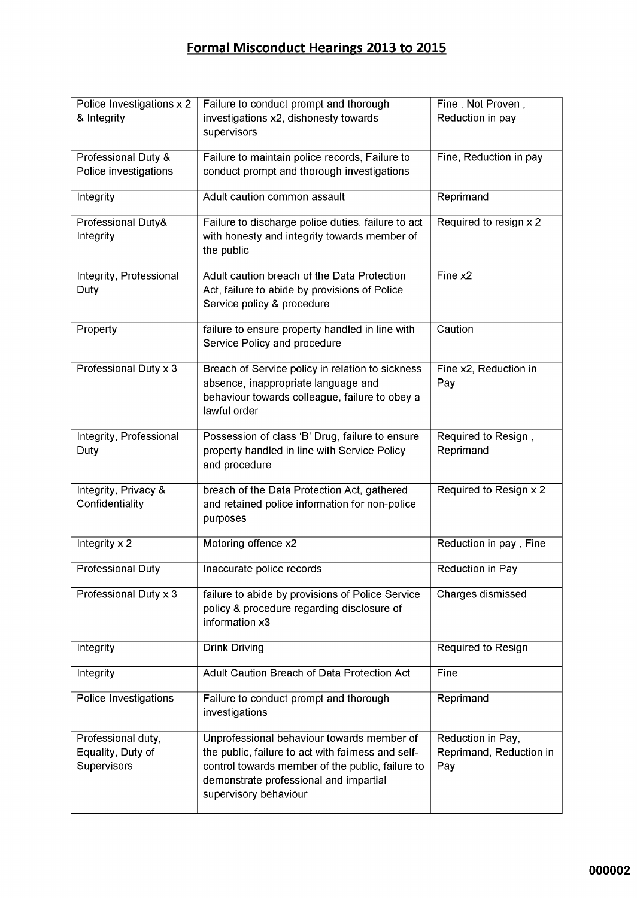# Formal Misconduct Hearings 2013 to 2015

| | | |
|---|---|---|
| Police Investigations x 2 & Integrity | Failure to conduct prompt and thorough investigations x2, dishonesty towards supervisors | Fine , Not Proven , Reduction in pay |
| Professional Duty & Police investigations | Failure to maintain police records, Failure to conduct prompt and thorough investigations | Fine, Reduction in pay |
| Integrity | Adult caution common assault | Reprimand |
| Professional Duty& Integrity | Failure to discharge police duties, failure to act with honesty and integrity towards member of the public | Required to resign x 2 |
| Integrity, Professional Duty | Adult caution breach of the Data Protection Act, failure to abide by provisions of Police Service policy & procedure | Fine x2 |
| Property | failure to ensure property handled in line with Service Policy and procedure | Caution |
| Professional Duty x 3 | Breach of Service policy in relation to sickness absence, inappropriate language and behaviour towards colleague, failure to obey a lawful order | Fine x2, Reduction in Pay |
| Integrity, Professional Duty | Possession of class 'B' Drug, failure to ensure property handled in line with Service Policy and procedure | Required to Resign , Reprimand |
| Integrity, Privacy & Confidentiality | breach of the Data Protection Act, gathered and retained police information for non-police purposes | Required to Resign x 2 |
| Integrity x 2 | Motoring offence x2 | Reduction in pay , Fine |
| Professional Duty | Inaccurate police records | Reduction in Pay |
| Professional Duty x 3 | failure to abide by provisions of Police Service policy & procedure regarding disclosure of information x3 | Charges dismissed |
| Integrity | Drink Driving | Required to Resign |
| Integrity | Adult Caution Breach of Data Protection Act | Fine |
| Police Investigations | Failure to conduct prompt and thorough investigations | Reprimand |
| Professional duty, Equality, Duty of Supervisors | Unprofessional behaviour towards member of the public, failure to act with fairness and self-control towards member of the public, failure to demonstrate professional and impartial supervisory behaviour | Reduction in Pay, Reprimand, Reduction in Pay |

000002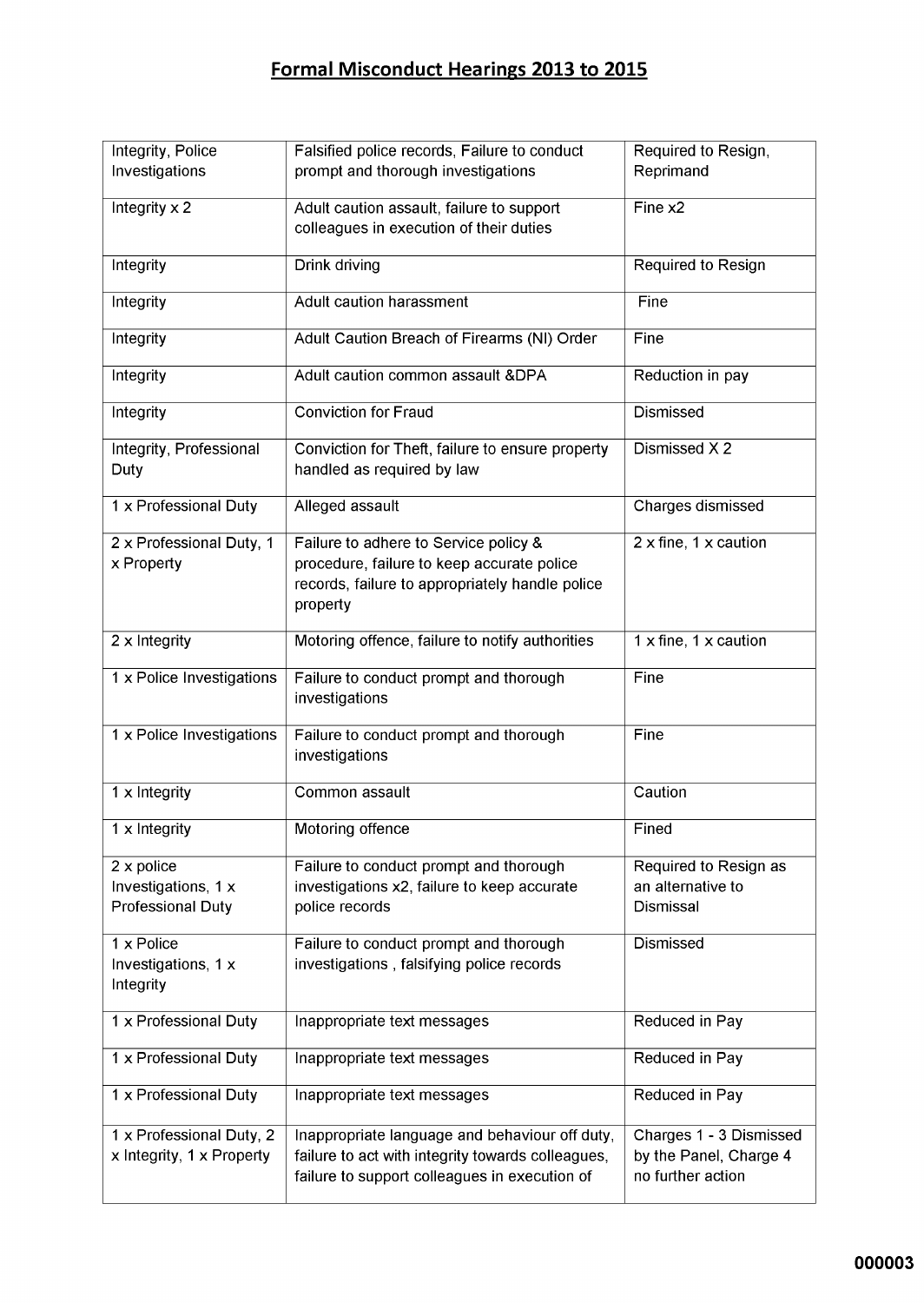# Formal Misconduct Hearings 2013 to 2015

| | | |
|---|---|---|
| Integrity, Police Investigations | Falsified police records, Failure to conduct prompt and thorough investigations | Required to Resign, Reprimand |
| Integrity x 2 | Adult caution assault, failure to support colleagues in execution of their duties | Fine x2 |
| Integrity | Drink driving | Required to Resign |
| Integrity | Adult caution harassment | Fine |
| Integrity | Adult Caution Breach of Firearms (NI) Order | Fine |
| Integrity | Adult caution common assault &DPA | Reduction in pay |
| Integrity | Conviction for Fraud | Dismissed |
| Integrity, Professional Duty | Conviction for Theft, failure to ensure property handled as required by law | Dismissed X 2 |
| 1 x Professional Duty | Alleged assault | Charges dismissed |
| 2 x Professional Duty, 1 x Property | Failure to adhere to Service policy & procedure, failure to keep accurate police records, failure to appropriately handle police property | 2 x fine, 1 x caution |
| 2 x Integrity | Motoring offence, failure to notify authorities | 1 x fine, 1 x caution |
| 1 x Police Investigations | Failure to conduct prompt and thorough investigations | Fine |
| 1 x Police Investigations | Failure to conduct prompt and thorough investigations | Fine |
| 1 x Integrity | Common assault | Caution |
| 1 x Integrity | Motoring offence | Fined |
| 2 x police Investigations, 1 x Professional Duty | Failure to conduct prompt and thorough investigations x2, failure to keep accurate police records | Required to Resign as an alternative to Dismissal |
| 1 x Police Investigations, 1 x Integrity | Failure to conduct prompt and thorough investigations , falsifying police records | Dismissed |
| 1 x Professional Duty | Inappropriate text messages | Reduced in Pay |
| 1 x Professional Duty | Inappropriate text messages | Reduced in Pay |
| 1 x Professional Duty | Inappropriate text messages | Reduced in Pay |
| 1 x Professional Duty, 2 x Integrity, 1 x Property | Inappropriate language and behaviour off duty, failure to act with integrity towards colleagues, failure to support colleagues in execution of | Charges 1 - 3 Dismissed by the Panel, Charge 4 no further action |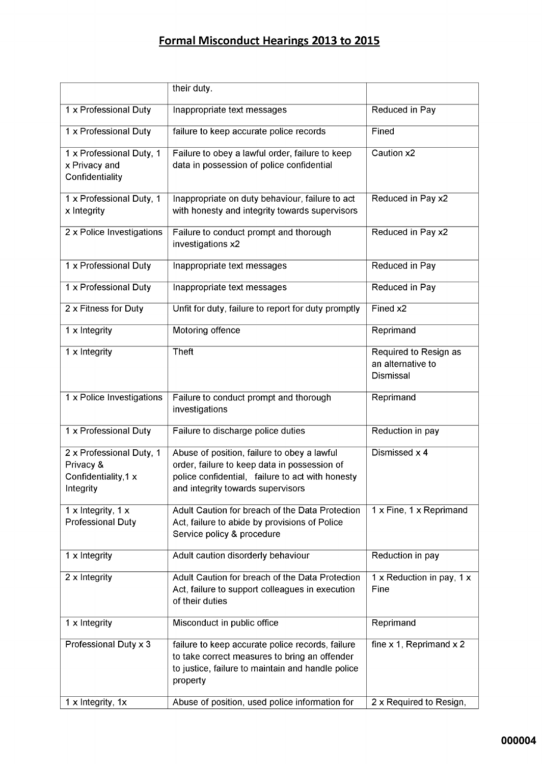# Formal Misconduct Hearings 2013 to 2015

| | | |
|---|---|---|
| | their duty. | |
| 1 x Professional Duty | Inappropriate text messages | Reduced in Pay |
| 1 x Professional Duty | failure to keep accurate police records | Fined |
| 1 x Professional Duty, 1 x Privacy and Confidentiality | Failure to obey a lawful order, failure to keep data in possession of police confidential | Caution x2 |
| 1 x Professional Duty, 1 x Integrity | Inappropriate on duty behaviour, failure to act with honesty and integrity towards supervisors | Reduced in Pay x2 |
| 2 x Police Investigations | Failure to conduct prompt and thorough investigations x2 | Reduced in Pay x2 |
| 1 x Professional Duty | Inappropriate text messages | Reduced in Pay |
| 1 x Professional Duty | Inappropriate text messages | Reduced in Pay |
| 2 x Fitness for Duty | Unfit for duty, failure to report for duty promptly | Fined x2 |
| 1 x Integrity | Motoring offence | Reprimand |
| 1 x Integrity | Theft | Required to Resign as an alternative to Dismissal |
| 1 x Police Investigations | Failure to conduct prompt and thorough investigations | Reprimand |
| 1 x Professional Duty | Failure to discharge police duties | Reduction in pay |
| 2 x Professional Duty, 1 Privacy & Confidentiality,1 x Integrity | Abuse of position, failure to obey a lawful order, failure to keep data in possession of police confidential, failure to act with honesty and integrity towards supervisors | Dismissed x 4 |
| 1 x Integrity, 1 x Professional Duty | Adult Caution for breach of the Data Protection Act, failure to abide by provisions of Police Service policy & procedure | 1 x Fine, 1 x Reprimand |
| 1 x Integrity | Adult caution disorderly behaviour | Reduction in pay |
| 2 x Integrity | Adult Caution for breach of the Data Protection Act, failure to support colleagues in execution of their duties | 1 x Reduction in pay, 1 x Fine |
| 1 x Integrity | Misconduct in public office | Reprimand |
| Professional Duty x 3 | failure to keep accurate police records, failure to take correct measures to bring an offender to justice, failure to maintain and handle police property | fine x 1, Reprimand x 2 |
| 1 x Integrity, 1x | Abuse of position, used police information for | 2 x Required to Resign, |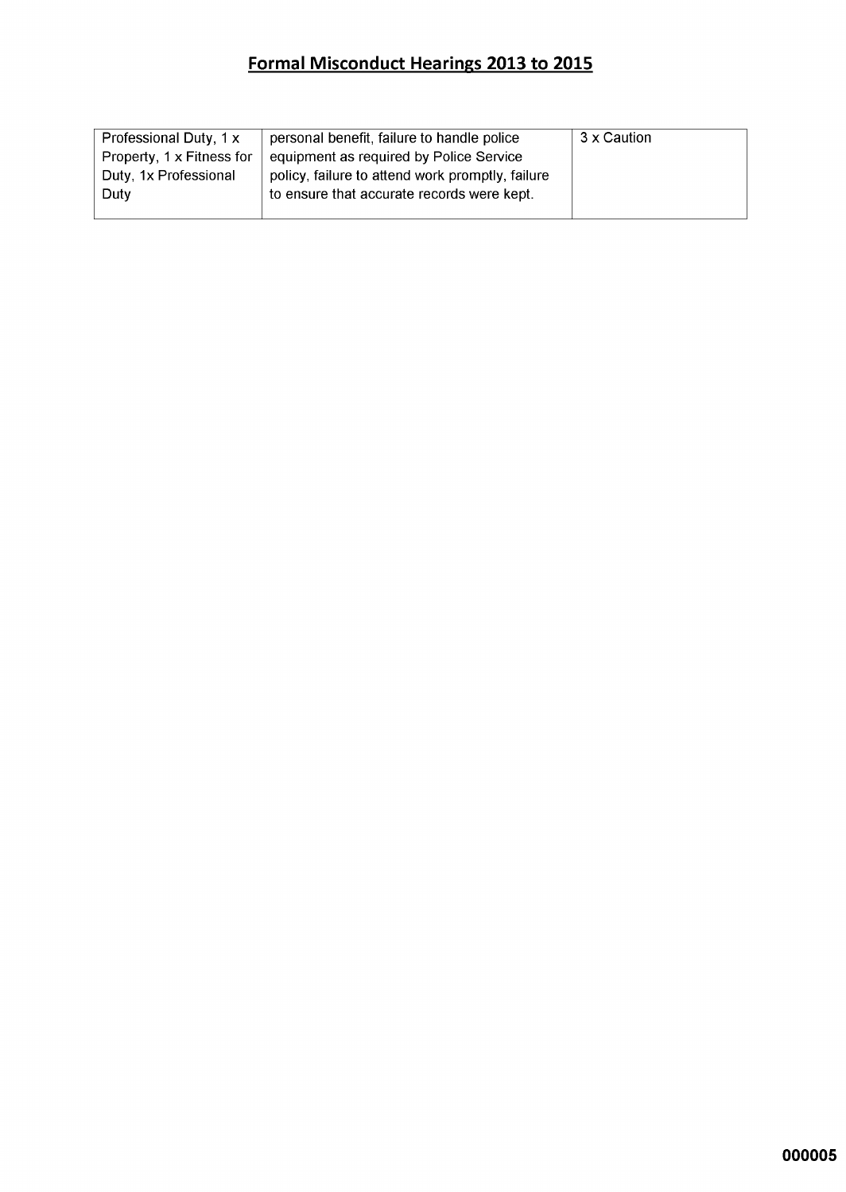# Formal Misconduct Hearings 2013 to 2015

| | | |
|---|---|---|
| Professional Duty, 1 x Property, 1 x Fitness for Duty, 1x Professional Duty | personal benefit, failure to handle police equipment as required by Police Service policy, failure to attend work promptly, failure to ensure that accurate records were kept. | 3 x Caution |

000005